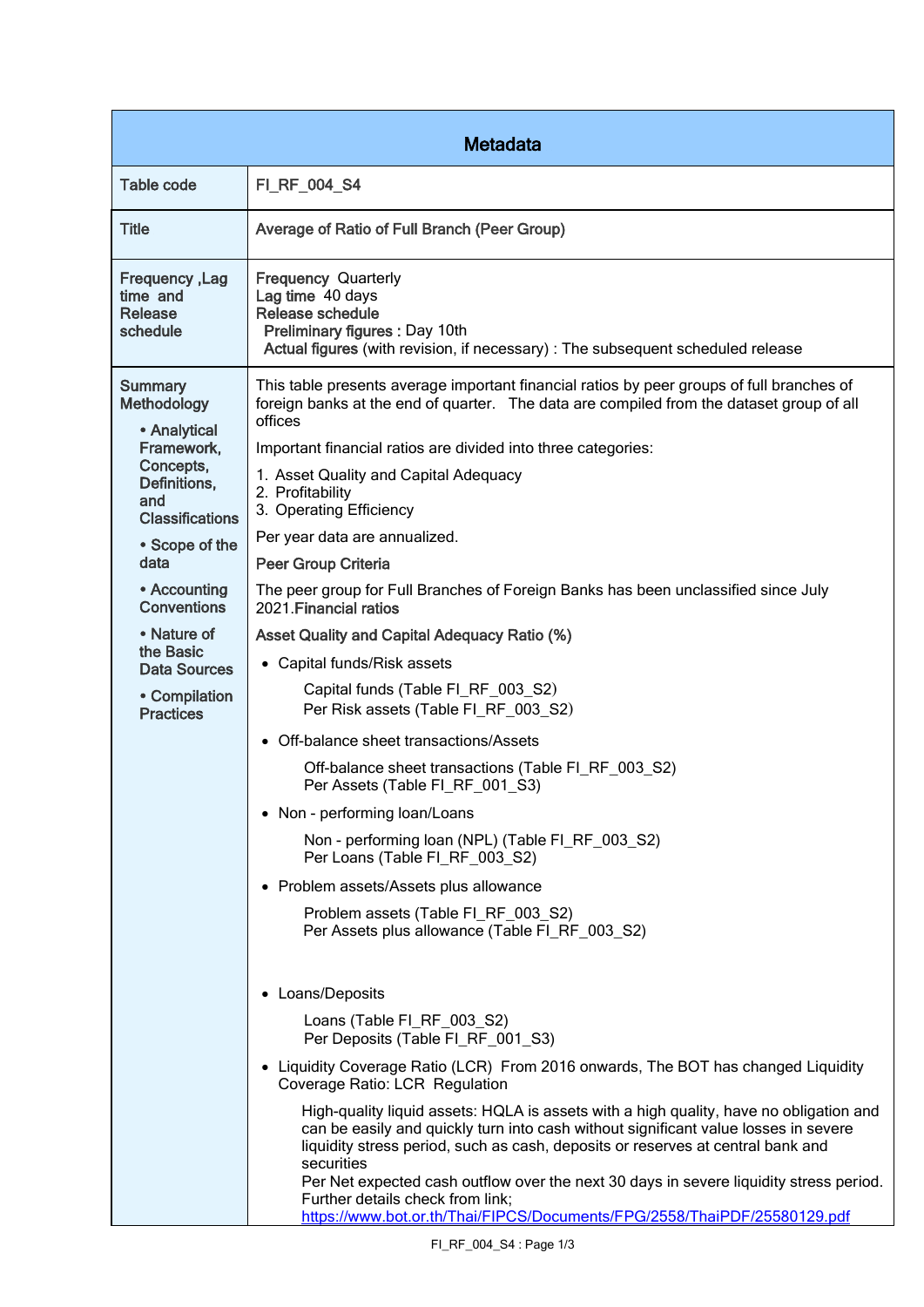| Metadata | |
|---|---|
| Table code | FI_RF_004_S4 |
| Title | Average of Ratio of Full Branch (Peer Group) |
| Frequency ,Lag time and Release schedule | **Frequency** Quarterly<br>**Lag time** 40 days<br>**Release schedule**<br>**Preliminary figures :** Day 10th<br>**Actual figures** (with revision, if necessary) : The subsequent scheduled release |
| Summary Methodology<br>• Analytical Framework, Concepts, Definitions, and Classifications<br>• Scope of the data<br>• Accounting Conventions<br>• Nature of the Basic Data Sources<br>• Compilation Practices | This table presents average important financial ratios by peer groups of full branches of foreign banks at the end of quarter. The data are compiled from the dataset group of all offices<br>Important financial ratios are divided into three categories:<br>1. Asset Quality and Capital Adequacy<br>2. Profitability<br>3. Operating Efficiency<br>Per year data are annualized.<br>**Peer Group Criteria**<br>The peer group for Full Branches of Foreign Banks has been unclassified since July 2021.**Financial ratios**<br>**Asset Quality and Capital Adequacy Ratio (%)**<br>• Capital funds/Risk assets<br>Capital funds (Table FI_RF_003_S2)<br>Per Risk assets (Table FI_RF_003_S2)<br>• Off-balance sheet transactions/Assets<br>Off-balance sheet transactions (Table FI_RF_003_S2)<br>Per Assets (Table FI_RF_001_S3)<br>• Non - performing loan/Loans<br>Non - performing loan (NPL) (Table FI_RF_003_S2)<br>Per Loans (Table FI_RF_003_S2)<br>• Problem assets/Assets plus allowance<br>Problem assets (Table FI_RF_003_S2)<br>Per Assets plus allowance (Table FI_RF_003_S2)<br>• Loans/Deposits<br>Loans (Table FI_RF_003_S2)<br>Per Deposits (Table FI_RF_001_S3)<br>• Liquidity Coverage Ratio (LCR) From 2016 onwards, The BOT has changed Liquidity Coverage Ratio: LCR Regulation<br>High-quality liquid assets: HQLA is assets with a high quality, have no obligation and can be easily and quickly turn into cash without significant value losses in severe liquidity stress period, such as cash, deposits or reserves at central bank and securities<br>Per Net expected cash outflow over the next 30 days in severe liquidity stress period. Further details check from link;<br>https://www.bot.or.th/Thai/FIPCS/Documents/FPG/2558/ThaiPDF/25580129.pdf |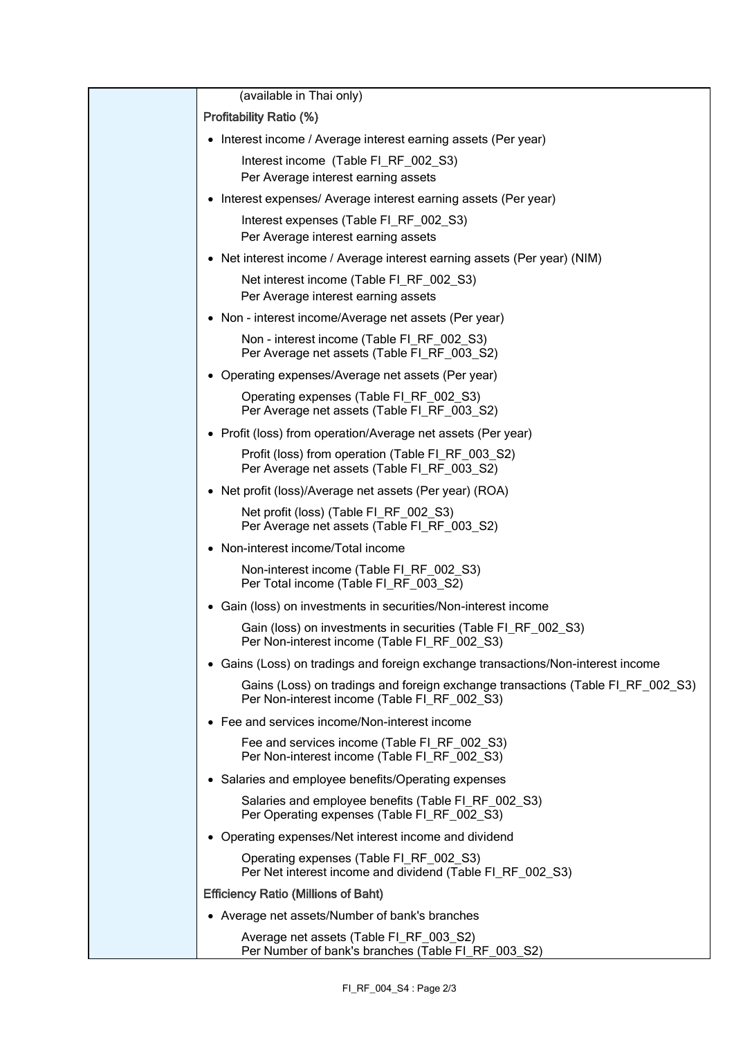| | |
|---|---|
| | (available in Thai only)<br><br>**Profitability Ratio (%)**<br><br>• Interest income / Average interest earning assets (Per year)<br>  Interest income (Table FI_RF_002_S3)<br>  Per Average interest earning assets<br><br>• Interest expenses/ Average interest earning assets (Per year)<br>  Interest expenses (Table FI_RF_002_S3)<br>  Per Average interest earning assets<br><br>• Net interest income / Average interest earning assets (Per year) (NIM)<br>  Net interest income (Table FI_RF_002_S3)<br>  Per Average interest earning assets<br><br>• Non - interest income/Average net assets (Per year)<br>  Non - interest income (Table FI_RF_002_S3)<br>  Per Average net assets (Table FI_RF_003_S2)<br><br>• Operating expenses/Average net assets (Per year)<br>  Operating expenses (Table FI_RF_002_S3)<br>  Per Average net assets (Table FI_RF_003_S2)<br><br>• Profit (loss) from operation/Average net assets (Per year)<br>  Profit (loss) from operation (Table FI_RF_003_S2)<br>  Per Average net assets (Table FI_RF_003_S2)<br><br>• Net profit (loss)/Average net assets (Per year) (ROA)<br>  Net profit (loss) (Table FI_RF_002_S3)<br>  Per Average net assets (Table FI_RF_003_S2)<br><br>• Non-interest income/Total income<br>  Non-interest income (Table FI_RF_002_S3)<br>  Per Total income (Table FI_RF_003_S2)<br><br>• Gain (loss) on investments in securities/Non-interest income<br>  Gain (loss) on investments in securities (Table FI_RF_002_S3)<br>  Per Non-interest income (Table FI_RF_002_S3)<br><br>• Gains (Loss) on tradings and foreign exchange transactions/Non-interest income<br>  Gains (Loss) on tradings and foreign exchange transactions (Table FI_RF_002_S3)<br>  Per Non-interest income (Table FI_RF_002_S3)<br><br>• Fee and services income/Non-interest income<br>  Fee and services income (Table FI_RF_002_S3)<br>  Per Non-interest income (Table FI_RF_002_S3)<br><br>• Salaries and employee benefits/Operating expenses<br>  Salaries and employee benefits (Table FI_RF_002_S3)<br>  Per Operating expenses (Table FI_RF_002_S3)<br><br>• Operating expenses/Net interest income and dividend<br>  Operating expenses (Table FI_RF_002_S3)<br>  Per Net interest income and dividend (Table FI_RF_002_S3)<br><br>**Efficiency Ratio (Millions of Baht)**<br><br>• Average net assets/Number of bank's branches<br>  Average net assets (Table FI_RF_003_S2)<br>  Per Number of bank's branches (Table FI_RF_003_S2) |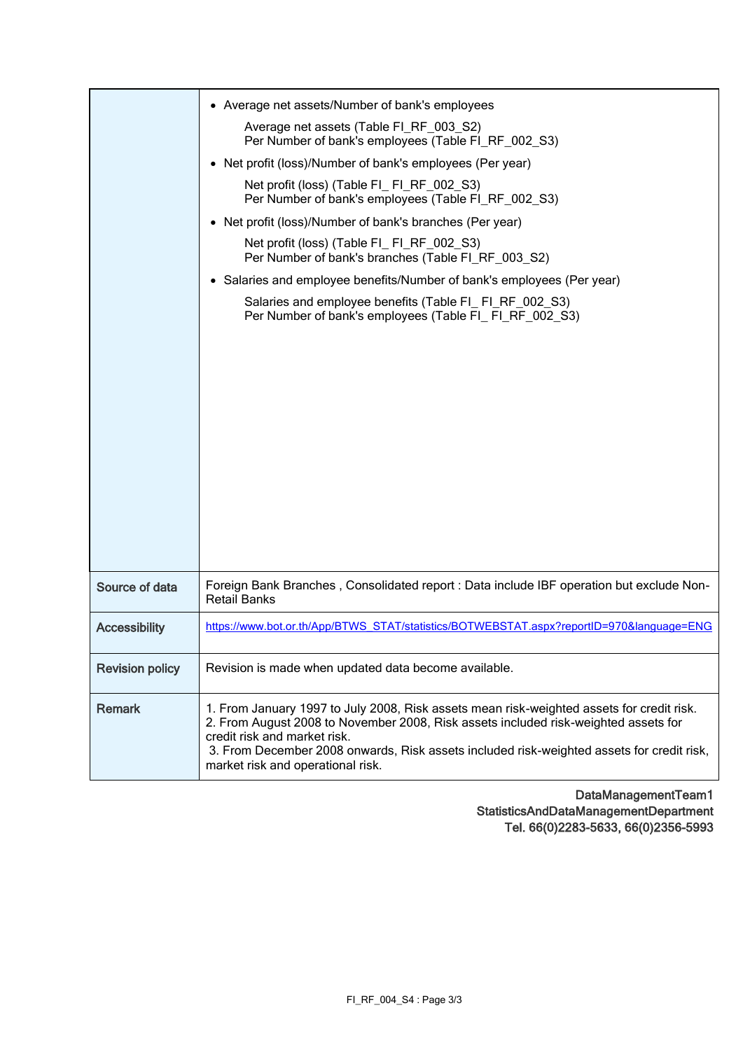| | |
|---|---|
| | • Average net assets/Number of bank's employees<br>Average net assets (Table FI_RF_003_S2)<br>Per Number of bank's employees (Table FI_RF_002_S3)<br>• Net profit (loss)/Number of bank's employees (Per year)<br>Net profit (loss) (Table FI_ FI_RF_002_S3)<br>Per Number of bank's employees (Table FI_RF_002_S3)<br>• Net profit (loss)/Number of bank's branches (Per year)<br>Net profit (loss) (Table FI_ FI_RF_002_S3)<br>Per Number of bank's branches (Table FI_RF_003_S2)<br>• Salaries and employee benefits/Number of bank's employees (Per year)<br>Salaries and employee benefits (Table FI_ FI_RF_002_S3)<br>Per Number of bank's employees (Table FI_ FI_RF_002_S3) |
| **Source of data** | Foreign Bank Branches , Consolidated report : Data include IBF operation but exclude Non-Retail Banks |
| **Accessibility** | https://www.bot.or.th/App/BTWS_STAT/statistics/BOTWEBSTAT.aspx?reportID=970&language=ENG |
| **Revision policy** | Revision is made when updated data become available. |
| **Remark** | 1. From January 1997 to July 2008, Risk assets mean risk-weighted assets for credit risk.<br>2. From August 2008 to November 2008, Risk assets included risk-weighted assets for credit risk and market risk.<br>3. From December 2008 onwards, Risk assets included risk-weighted assets for credit risk, market risk and operational risk. |

DataManagementTeam1
StatisticsAndDataManagementDepartment
Tel. 66(0)2283-5633, 66(0)2356-5993